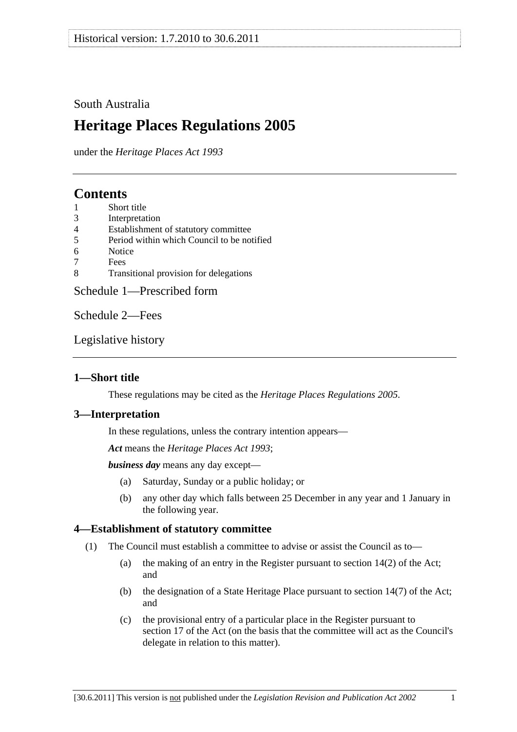Historical version: 1.7.2010 to 30.6.2011

South Australia

# Heritage Places Regulations 2005

under the *Heritage Places Act 1993*

## Contents

1 Short title
3 Interpretation
4 Establishment of statutory committee
5 Period within which Council to be notified
6 Notice
7 Fees
8 Transitional provision for delegations

Schedule 1—Prescribed form

Schedule 2—Fees

Legislative history

### 1—Short title

These regulations may be cited as the *Heritage Places Regulations 2005*.

### 3—Interpretation

In these regulations, unless the contrary intention appears—

***Act*** means the *Heritage Places Act 1993*;

***business day*** means any day except—

(a) Saturday, Sunday or a public holiday; or

(b) any other day which falls between 25 December in any year and 1 January in the following year.

### 4—Establishment of statutory committee

(1) The Council must establish a committee to advise or assist the Council as to—

(a) the making of an entry in the Register pursuant to section 14(2) of the Act; and

(b) the designation of a State Heritage Place pursuant to section 14(7) of the Act; and

(c) the provisional entry of a particular place in the Register pursuant to section 17 of the Act (on the basis that the committee will act as the Council's delegate in relation to this matter).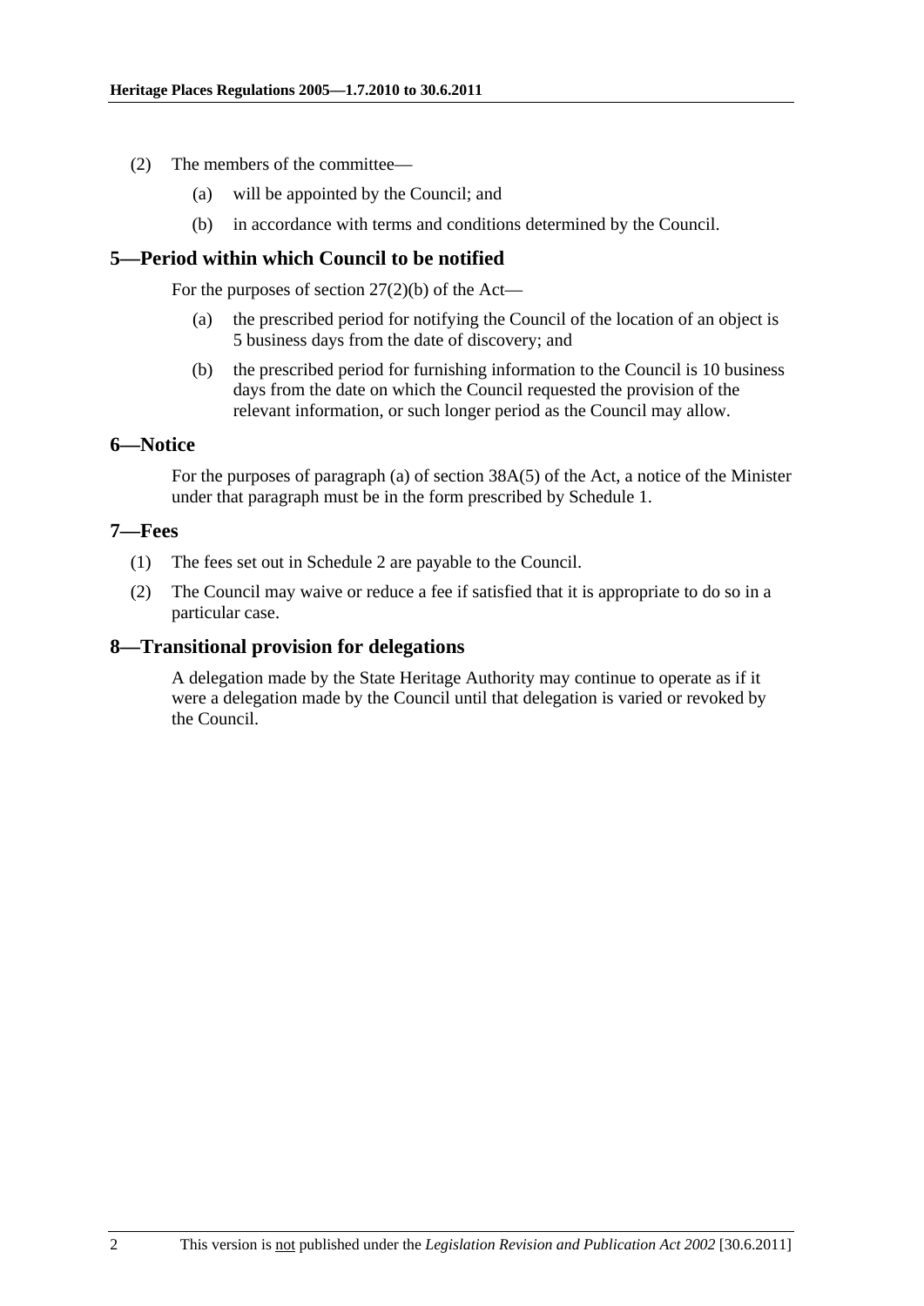(2) The members of the committee—

(a) will be appointed by the Council; and

(b) in accordance with terms and conditions determined by the Council.

## 5—Period within which Council to be notified

For the purposes of section 27(2)(b) of the Act—

(a) the prescribed period for notifying the Council of the location of an object is 5 business days from the date of discovery; and

(b) the prescribed period for furnishing information to the Council is 10 business days from the date on which the Council requested the provision of the relevant information, or such longer period as the Council may allow.

## 6—Notice

For the purposes of paragraph (a) of section 38A(5) of the Act, a notice of the Minister under that paragraph must be in the form prescribed by Schedule 1.

## 7—Fees

(1) The fees set out in Schedule 2 are payable to the Council.

(2) The Council may waive or reduce a fee if satisfied that it is appropriate to do so in a particular case.

## 8—Transitional provision for delegations

A delegation made by the State Heritage Authority may continue to operate as if it were a delegation made by the Council until that delegation is varied or revoked by the Council.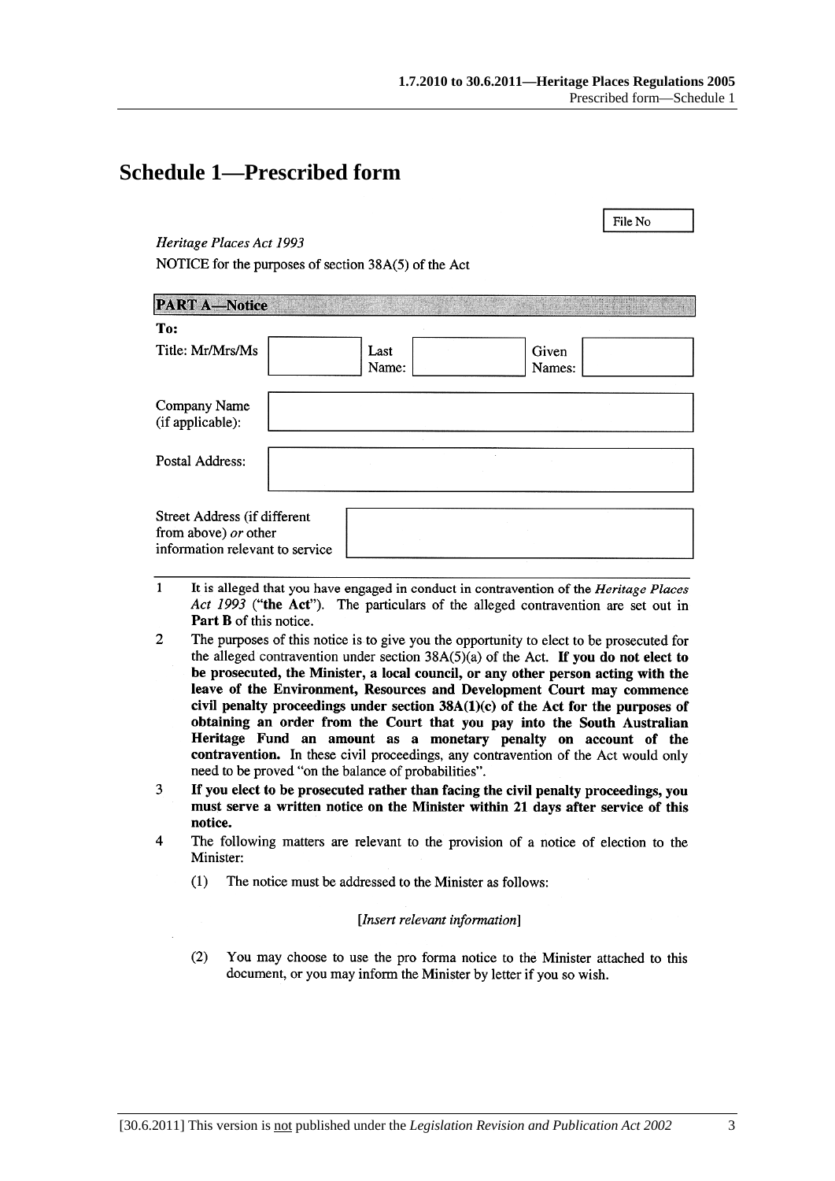# Schedule 1—Prescribed form

File No

*Heritage Places Act 1993*

NOTICE for the purposes of section 38A(5) of the Act

**PART A—Notice**

**To:**

| Title: Mr/Mrs/Ms | | Last Name: | | Given Names: | |
|---|---|---|---|---|---|

| Company Name (if applicable): | |
|---|---|
| Postal Address: | |
| Street Address (if different from above) *or* other information relevant to service | |

1 It is alleged that you have engaged in conduct in contravention of the *Heritage Places Act 1993* (**"the Act"**). The particulars of the alleged contravention are set out in **Part B** of this notice.

2 The purposes of this notice is to give you the opportunity to elect to be prosecuted for the alleged contravention under section 38A(5)(a) of the Act. **If you do not elect to be prosecuted, the Minister, a local council, or any other person acting with the leave of the Environment, Resources and Development Court may commence civil penalty proceedings under section 38A(1)(c) of the Act for the purposes of obtaining an order from the Court that you pay into the South Australian Heritage Fund an amount as a monetary penalty on account of the contravention.** In these civil proceedings, any contravention of the Act would only need to be proved "on the balance of probabilities".

3 **If you elect to be prosecuted rather than facing the civil penalty proceedings, you must serve a written notice on the Minister within 21 days after service of this notice.**

4 The following matters are relevant to the provision of a notice of election to the Minister:

(1) The notice must be addressed to the Minister as follows:

[*Insert relevant information*]

(2) You may choose to use the pro forma notice to the Minister attached to this document, or you may inform the Minister by letter if you so wish.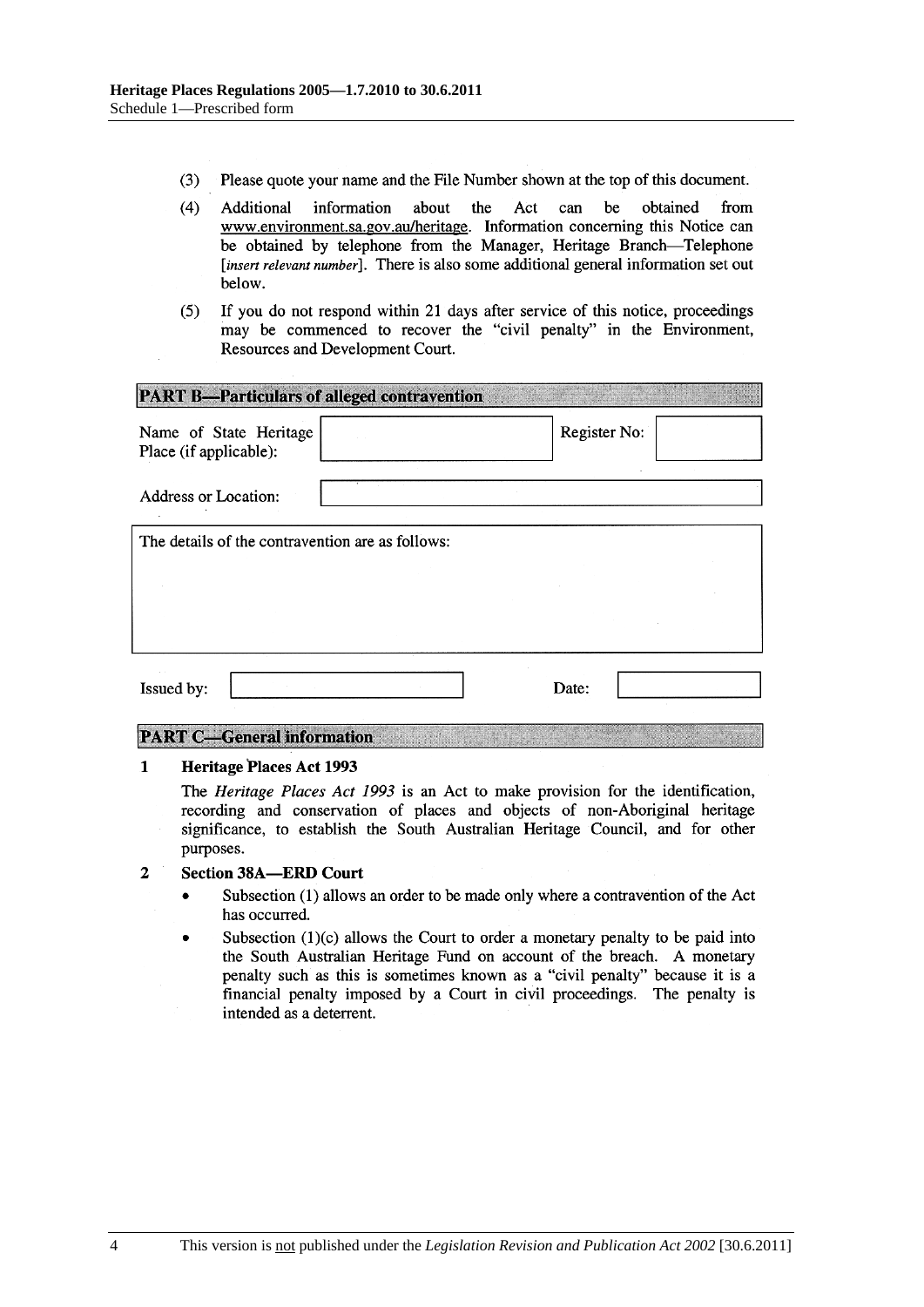(3) Please quote your name and the File Number shown at the top of this document.

(4) Additional information about the Act can be obtained from www.environment.sa.gov.au/heritage. Information concerning this Notice can be obtained by telephone from the Manager, Heritage Branch—Telephone [*insert relevant number*]. There is also some additional general information set out below.

(5) If you do not respond within 21 days after service of this notice, proceedings may be commenced to recover the "civil penalty" in the Environment, Resources and Development Court.

## PART B—Particulars of alleged contravention

| Name of State Heritage Place (if applicable): | | Register No: | |
|---|---|---|---|
| Address or Location: | | | |

The details of the contravention are as follows:

| Issued by: | | Date: | |
|---|---|---|---|

## PART C—General information

### 1 Heritage Places Act 1993

The *Heritage Places Act 1993* is an Act to make provision for the identification, recording and conservation of places and objects of non-Aboriginal heritage significance, to establish the South Australian Heritage Council, and for other purposes.

### 2 Section 38A—ERD Court

- Subsection (1) allows an order to be made only where a contravention of the Act has occurred.
- Subsection (1)(c) allows the Court to order a monetary penalty to be paid into the South Australian Heritage Fund on account of the breach. A monetary penalty such as this is sometimes known as a "civil penalty" because it is a financial penalty imposed by a Court in civil proceedings. The penalty is intended as a deterrent.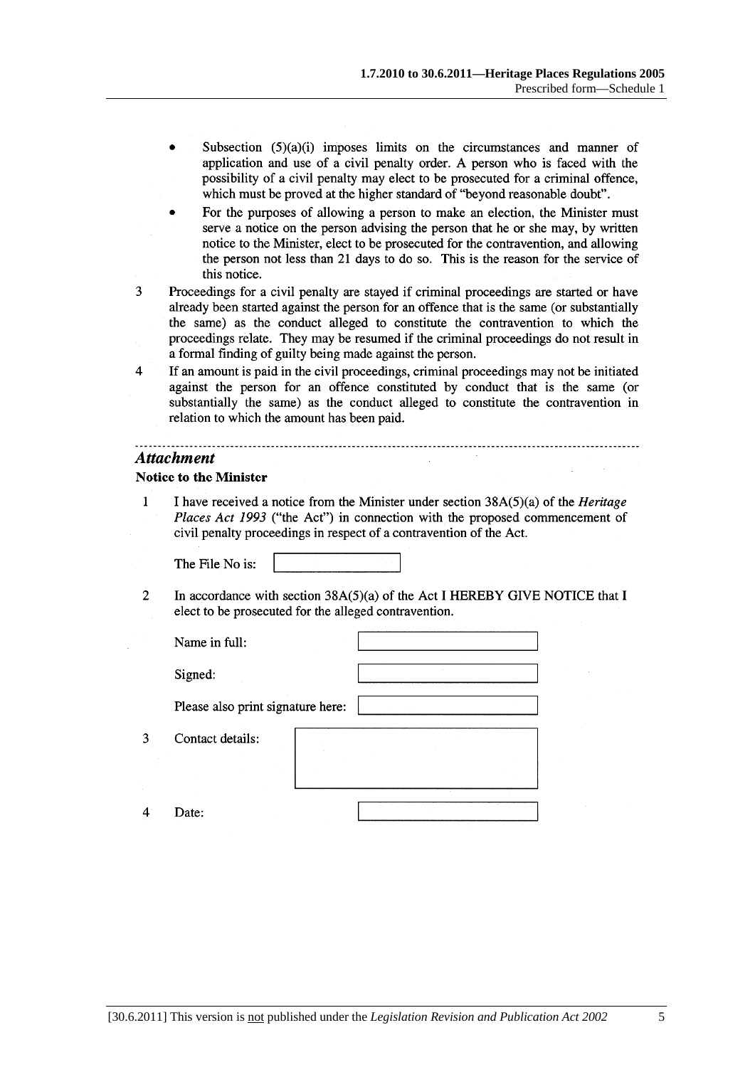- Subsection (5)(a)(i) imposes limits on the circumstances and manner of application and use of a civil penalty order. A person who is faced with the possibility of a civil penalty may elect to be prosecuted for a criminal offence, which must be proved at the higher standard of "beyond reasonable doubt".
- For the purposes of allowing a person to make an election, the Minister must serve a notice on the person advising the person that he or she may, by written notice to the Minister, elect to be prosecuted for the contravention, and allowing the person not less than 21 days to do so. This is the reason for the service of this notice.

3 Proceedings for a civil penalty are stayed if criminal proceedings are started or have already been started against the person for an offence that is the same (or substantially the same) as the conduct alleged to constitute the contravention to which the proceedings relate. They may be resumed if the criminal proceedings do not result in a formal finding of guilty being made against the person.

4 If an amount is paid in the civil proceedings, criminal proceedings may not be initiated against the person for an offence constituted by conduct that is the same (or substantially the same) as the conduct alleged to constitute the contravention in relation to which the amount has been paid.

---

## *Attachment*

**Notice to the Minister**

1 I have received a notice from the Minister under section 38A(5)(a) of the *Heritage Places Act 1993* ("the Act") in connection with the proposed commencement of civil penalty proceedings in respect of a contravention of the Act.

The File No is: ____________

2 In accordance with section 38A(5)(a) of the Act I HEREBY GIVE NOTICE that I elect to be prosecuted for the alleged contravention.

Name in full: ____________

Signed: ____________

Please also print signature here: ____________

3 Contact details: ____________

4 Date: ____________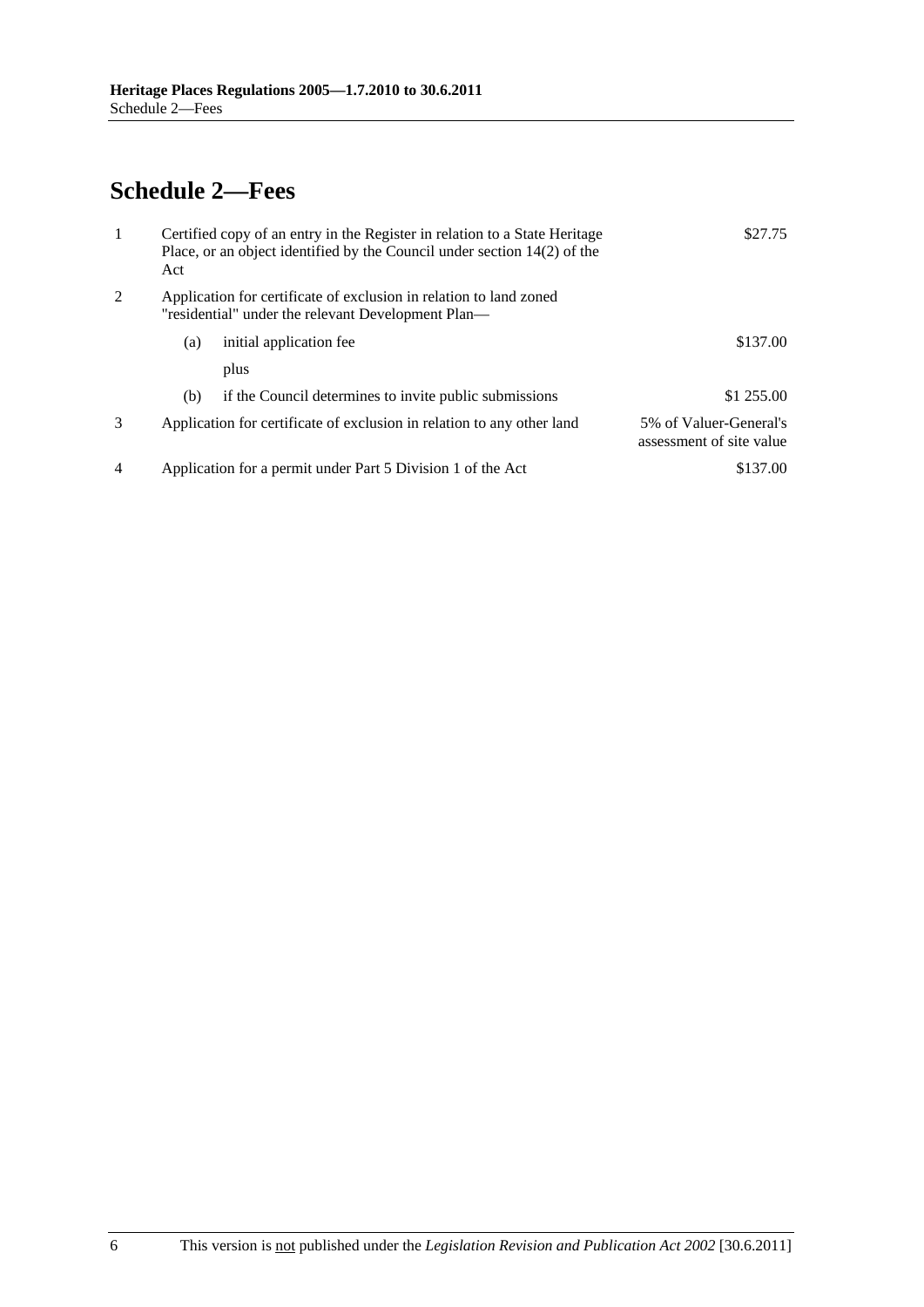## Schedule 2—Fees

| | | |
|---|---|---|
| 1 | Certified copy of an entry in the Register in relation to a State Heritage Place, or an object identified by the Council under section 14(2) of the Act | $27.75 |
| 2 | Application for certificate of exclusion in relation to land zoned "residential" under the relevant Development Plan— | |
| | (a) initial application fee | $137.00 |
| | plus | |
| | (b) if the Council determines to invite public submissions | $1 255.00 |
| 3 | Application for certificate of exclusion in relation to any other land | 5% of Valuer-General's assessment of site value |
| 4 | Application for a permit under Part 5 Division 1 of the Act | $137.00 |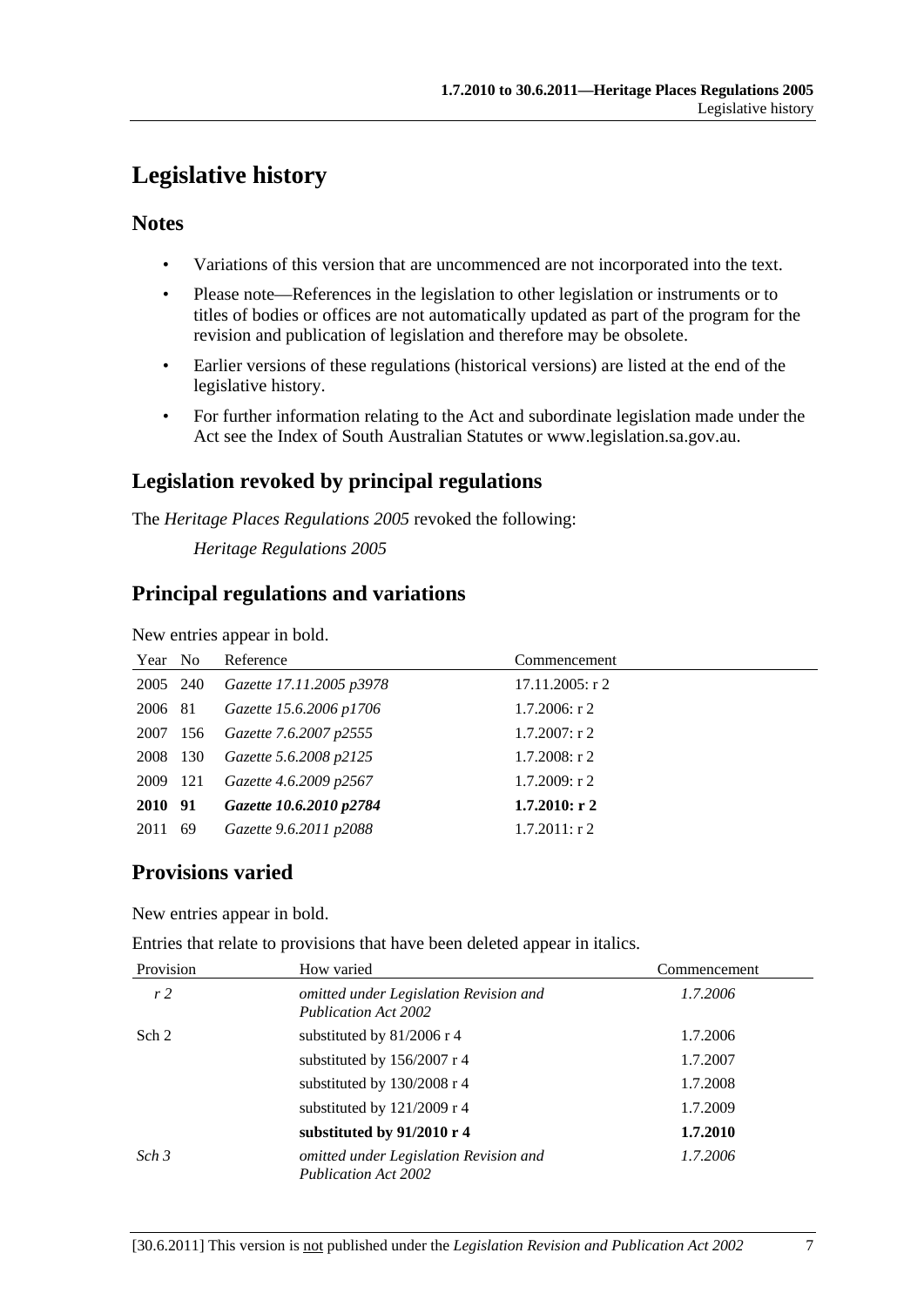# Legislative history

## Notes

- Variations of this version that are uncommenced are not incorporated into the text.
- Please note—References in the legislation to other legislation or instruments or to titles of bodies or offices are not automatically updated as part of the program for the revision and publication of legislation and therefore may be obsolete.
- Earlier versions of these regulations (historical versions) are listed at the end of the legislative history.
- For further information relating to the Act and subordinate legislation made under the Act see the Index of South Australian Statutes or www.legislation.sa.gov.au.

## Legislation revoked by principal regulations

The *Heritage Places Regulations 2005* revoked the following:

*Heritage Regulations 2005*

## Principal regulations and variations

New entries appear in bold.

| Year | No | Reference | Commencement |
|---|---|---|---|
| 2005 | 240 | *Gazette 17.11.2005 p3978* | 17.11.2005: r 2 |
| 2006 | 81 | *Gazette 15.6.2006 p1706* | 1.7.2006: r 2 |
| 2007 | 156 | *Gazette 7.6.2007 p2555* | 1.7.2007: r 2 |
| 2008 | 130 | *Gazette 5.6.2008 p2125* | 1.7.2008: r 2 |
| 2009 | 121 | *Gazette 4.6.2009 p2567* | 1.7.2009: r 2 |
| **2010** | **91** | ***Gazette 10.6.2010 p2784*** | **1.7.2010: r 2** |
| 2011 | 69 | *Gazette 9.6.2011 p2088* | 1.7.2011: r 2 |

## Provisions varied

New entries appear in bold.

Entries that relate to provisions that have been deleted appear in italics.

| Provision | How varied | Commencement |
|---|---|---|
| *r 2* | *omitted under Legislation Revision and Publication Act 2002* | *1.7.2006* |
| Sch 2 | substituted by 81/2006 r 4 | 1.7.2006 |
| | substituted by 156/2007 r 4 | 1.7.2007 |
| | substituted by 130/2008 r 4 | 1.7.2008 |
| | substituted by 121/2009 r 4 | 1.7.2009 |
| | **substituted by 91/2010 r 4** | **1.7.2010** |
| *Sch 3* | *omitted under Legislation Revision and Publication Act 2002* | *1.7.2006* |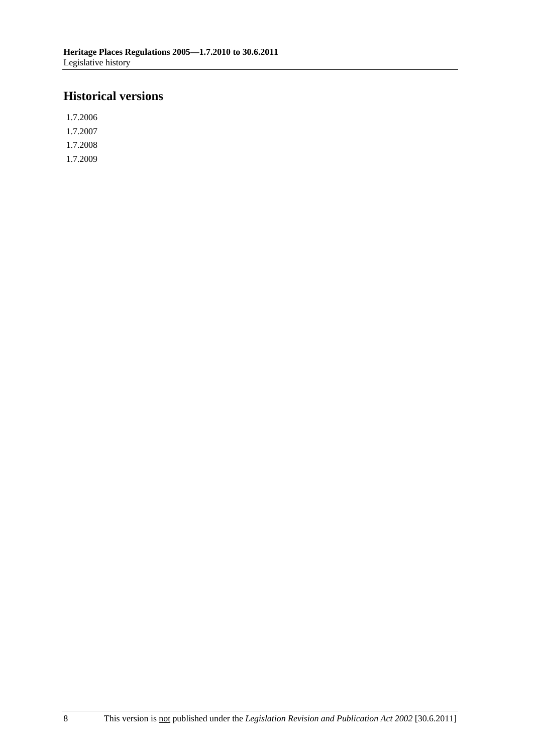## Historical versions

1.7.2006

1.7.2007

1.7.2008

1.7.2009